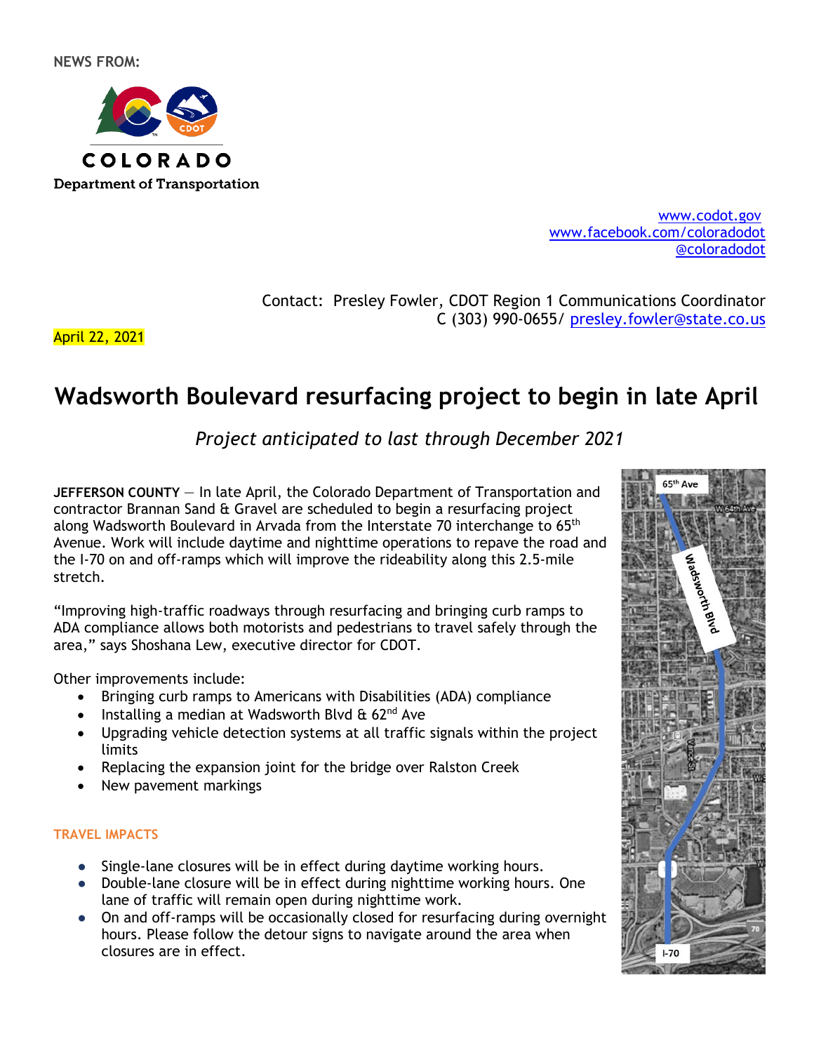NEWS FROM:

COLORADO
Department of Transportation

www.codot.gov
www.facebook.com/coloradodot
@coloradodot

Contact: Presley Fowler, CDOT Region 1 Communications Coordinator
C (303) 990-0655/ presley.fowler@state.co.us

April 22, 2021

# Wadsworth Boulevard resurfacing project to begin in late April

*Project anticipated to last through December 2021*

**JEFFERSON COUNTY** — In late April, the Colorado Department of Transportation and contractor Brannan Sand & Gravel are scheduled to begin a resurfacing project along Wadsworth Boulevard in Arvada from the Interstate 70 interchange to 65th Avenue. Work will include daytime and nighttime operations to repave the road and the I-70 on and off-ramps which will improve the rideability along this 2.5-mile stretch.

"Improving high-traffic roadways through resurfacing and bringing curb ramps to ADA compliance allows both motorists and pedestrians to travel safely through the area," says Shoshana Lew, executive director for CDOT.

Other improvements include:

- Bringing curb ramps to Americans with Disabilities (ADA) compliance
- Installing a median at Wadsworth Blvd & 62nd Ave
- Upgrading vehicle detection systems at all traffic signals within the project limits
- Replacing the expansion joint for the bridge over Ralston Creek
- New pavement markings

### TRAVEL IMPACTS

- Single-lane closures will be in effect during daytime working hours.
- Double-lane closure will be in effect during nighttime working hours. One lane of traffic will remain open during nighttime work.
- On and off-ramps will be occasionally closed for resurfacing during overnight hours. Please follow the detour signs to navigate around the area when closures are in effect.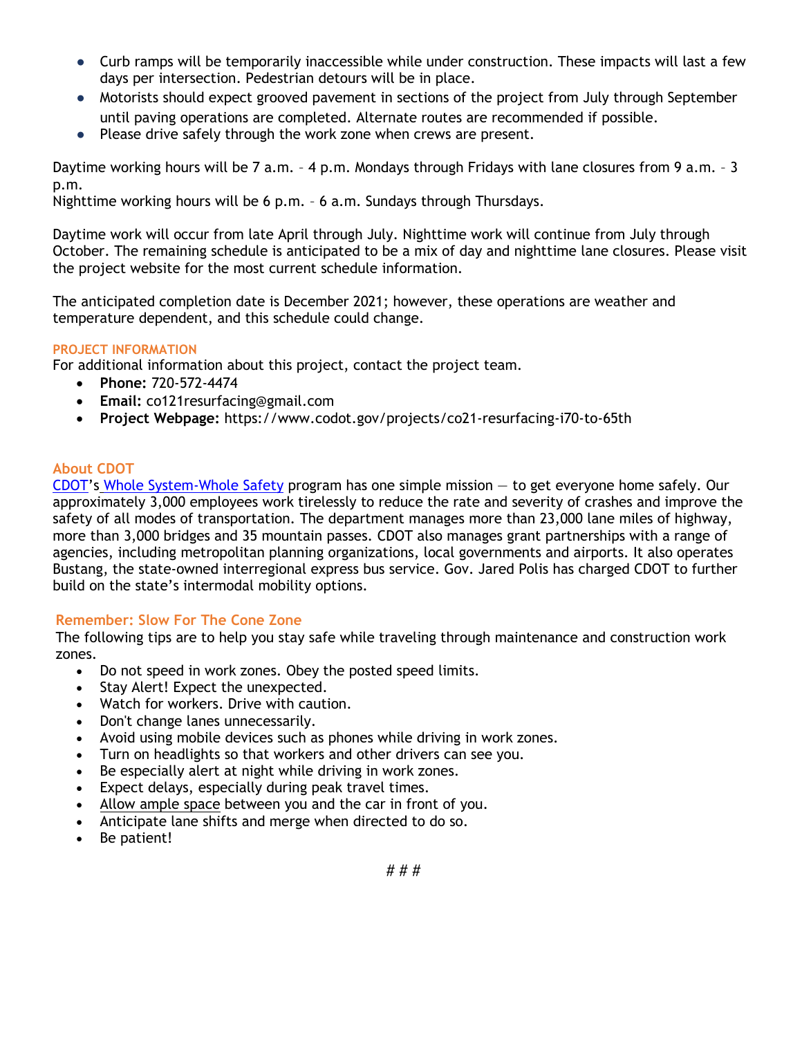- Curb ramps will be temporarily inaccessible while under construction. These impacts will last a few days per intersection. Pedestrian detours will be in place.
- Motorists should expect grooved pavement in sections of the project from July through September until paving operations are completed. Alternate routes are recommended if possible.
- Please drive safely through the work zone when crews are present.

Daytime working hours will be 7 a.m. – 4 p.m. Mondays through Fridays with lane closures from 9 a.m. – 3 p.m.
Nighttime working hours will be 6 p.m. – 6 a.m. Sundays through Thursdays.

Daytime work will occur from late April through July. Nighttime work will continue from July through October. The remaining schedule is anticipated to be a mix of day and nighttime lane closures. Please visit the project website for the most current schedule information.

The anticipated completion date is December 2021; however, these operations are weather and temperature dependent, and this schedule could change.

#### PROJECT INFORMATION

For additional information about this project, contact the project team.

- **Phone:** 720-572-4474
- **Email:** co121resurfacing@gmail.com
- **Project Webpage:** https://www.codot.gov/projects/co21-resurfacing-i70-to-65th

### About CDOT

CDOT's Whole System-Whole Safety program has one simple mission — to get everyone home safely. Our approximately 3,000 employees work tirelessly to reduce the rate and severity of crashes and improve the safety of all modes of transportation. The department manages more than 23,000 lane miles of highway, more than 3,000 bridges and 35 mountain passes. CDOT also manages grant partnerships with a range of agencies, including metropolitan planning organizations, local governments and airports. It also operates Bustang, the state-owned interregional express bus service. Gov. Jared Polis has charged CDOT to further build on the state's intermodal mobility options.

### Remember: Slow For The Cone Zone

The following tips are to help you stay safe while traveling through maintenance and construction work zones.

- Do not speed in work zones. Obey the posted speed limits.
- Stay Alert! Expect the unexpected.
- Watch for workers. Drive with caution.
- Don't change lanes unnecessarily.
- Avoid using mobile devices such as phones while driving in work zones.
- Turn on headlights so that workers and other drivers can see you.
- Be especially alert at night while driving in work zones.
- Expect delays, especially during peak travel times.
- Allow ample space between you and the car in front of you.
- Anticipate lane shifts and merge when directed to do so.
- Be patient!

# # #